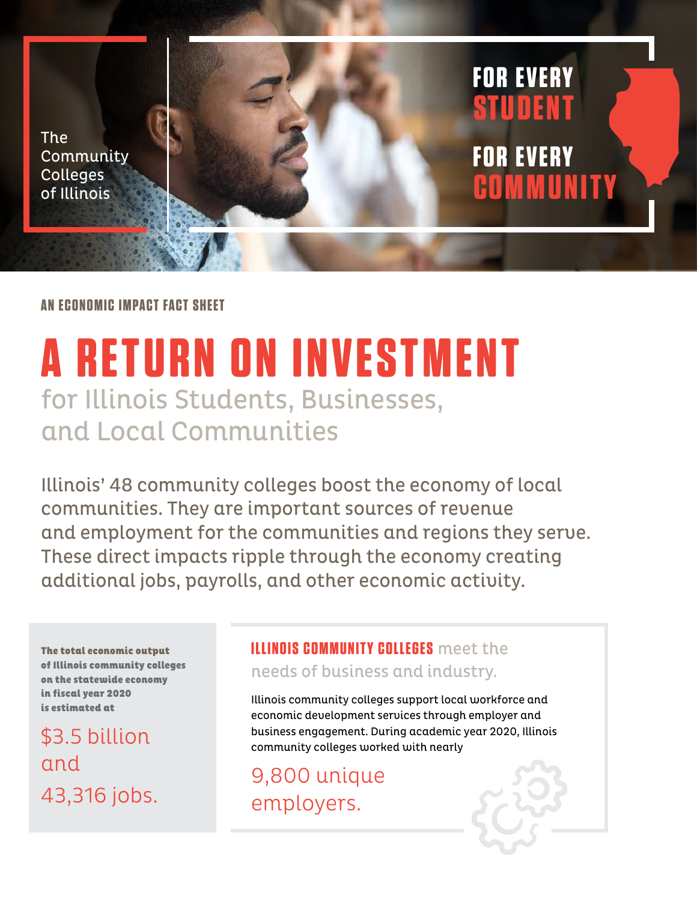The Community Colleges of Illinois

FOR EVERY **STUDENT**

FOR EVERY **COMMUNITY**

AN ECONOMIC IMPACT FACT SHEET

# A RETURN ON INVESTMENT

## for Illinois Students, Businesses, and Local Communities

Illinois' 48 community colleges boost the economy of local communities. They are important sources of revenue and employment for the communities and regions they serve. These direct impacts ripple through the economy creating additional jobs, payrolls, and other economic activity.

**The total economic output of Illinois community colleges on the statewide economy in fiscal year 2020 is estimated at**

$3.5 billion and 43,316 jobs.

**ILLINOIS COMMUNITY COLLEGES** meet the needs of business and industry.

Illinois community colleges support local workforce and economic development services through employer and business engagement. During academic year 2020, Illinois community colleges worked with nearly

9,800 unique employers.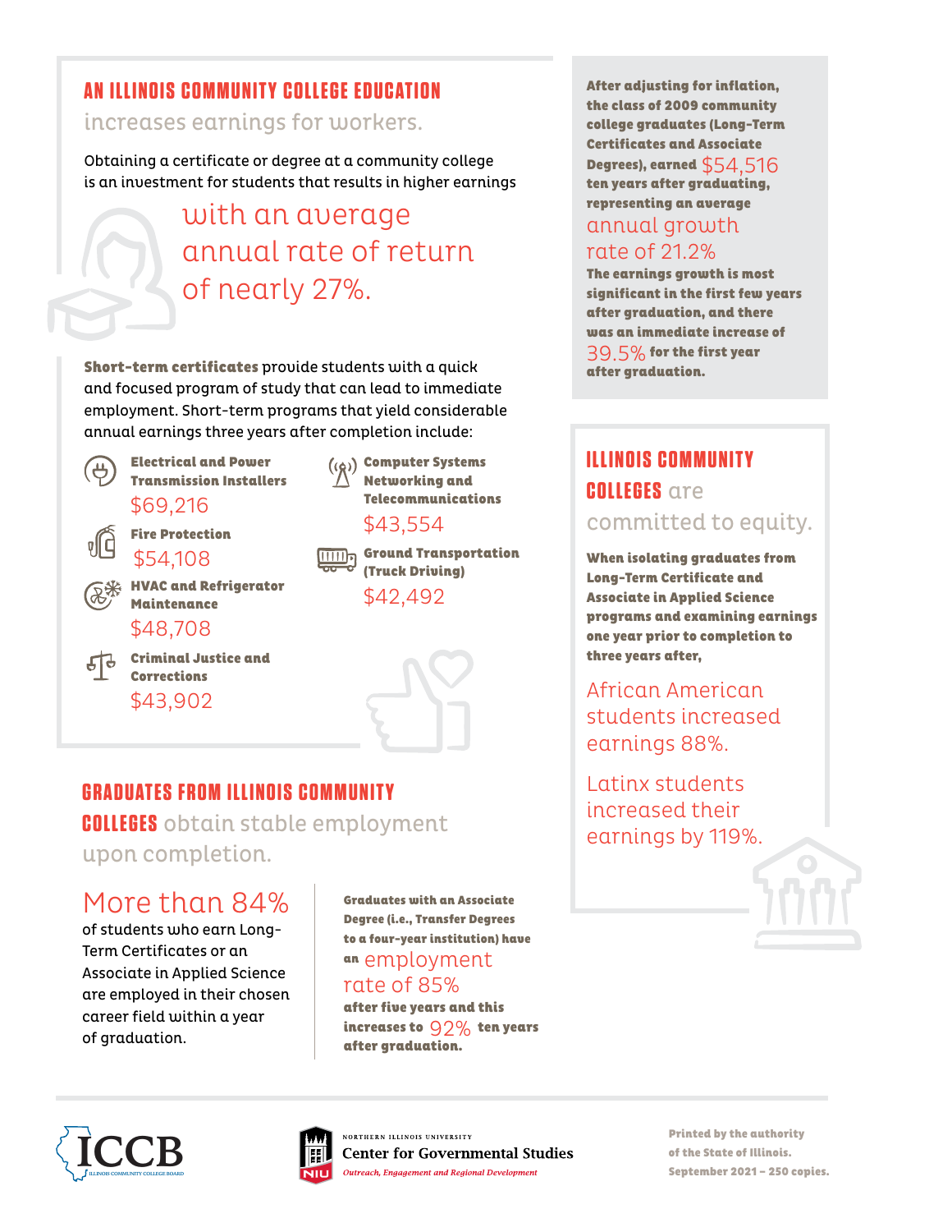## AN ILLINOIS COMMUNITY COLLEGE EDUCATION increases earnings for workers.

Obtaining a certificate or degree at a community college is an investment for students that results in higher earnings with an average annual rate of return of nearly 27%.

**Short-term certificates** provide students with a quick and focused program of study that can lead to immediate employment. Short-term programs that yield considerable annual earnings three years after completion include:

- **Electrical and Power Transmission Installers** $69,216
- **Fire Protection** $54,108
- **HVAC and Refrigerator Maintenance** $48,708
- **Criminal Justice and Corrections** $43,902
- **Computer Systems Networking and Telecommunications** $43,554
- **Ground Transportation (Truck Driving)** $42,492

**After adjusting for inflation, the class of 2009 community college graduates (Long-Term Certificates and Associate Degrees), earned** $54,516 **ten years after graduating, representing an average** annual growth rate of 21.2% **The earnings growth is most significant in the first few years after graduation, and there was an immediate increase of** 39.5% **for the first year after graduation.**

## GRADUATES FROM ILLINOIS COMMUNITY COLLEGES obtain stable employment upon completion.

More than 84% of students who earn Long-Term Certificates or an Associate in Applied Science are employed in their chosen career field within a year of graduation.

**Graduates with an Associate Degree (i.e., Transfer Degrees to a four-year institution) have an** employment rate of 85% **after five years and this increases to** 92% **ten years after graduation.**

## ILLINOIS COMMUNITY COLLEGES are committed to equity.

**When isolating graduates from Long-Term Certificate and Associate in Applied Science programs and examining earnings one year prior to completion to three years after,**

African American students increased earnings 88%.

Latinx students increased their earnings by 119%.

ICCB — Illinois Community College Board

Northern Illinois University — Center for Governmental Studies — Outreach, Engagement and Regional Development

Printed by the authority of the State of Illinois. September 2021 – 250 copies.